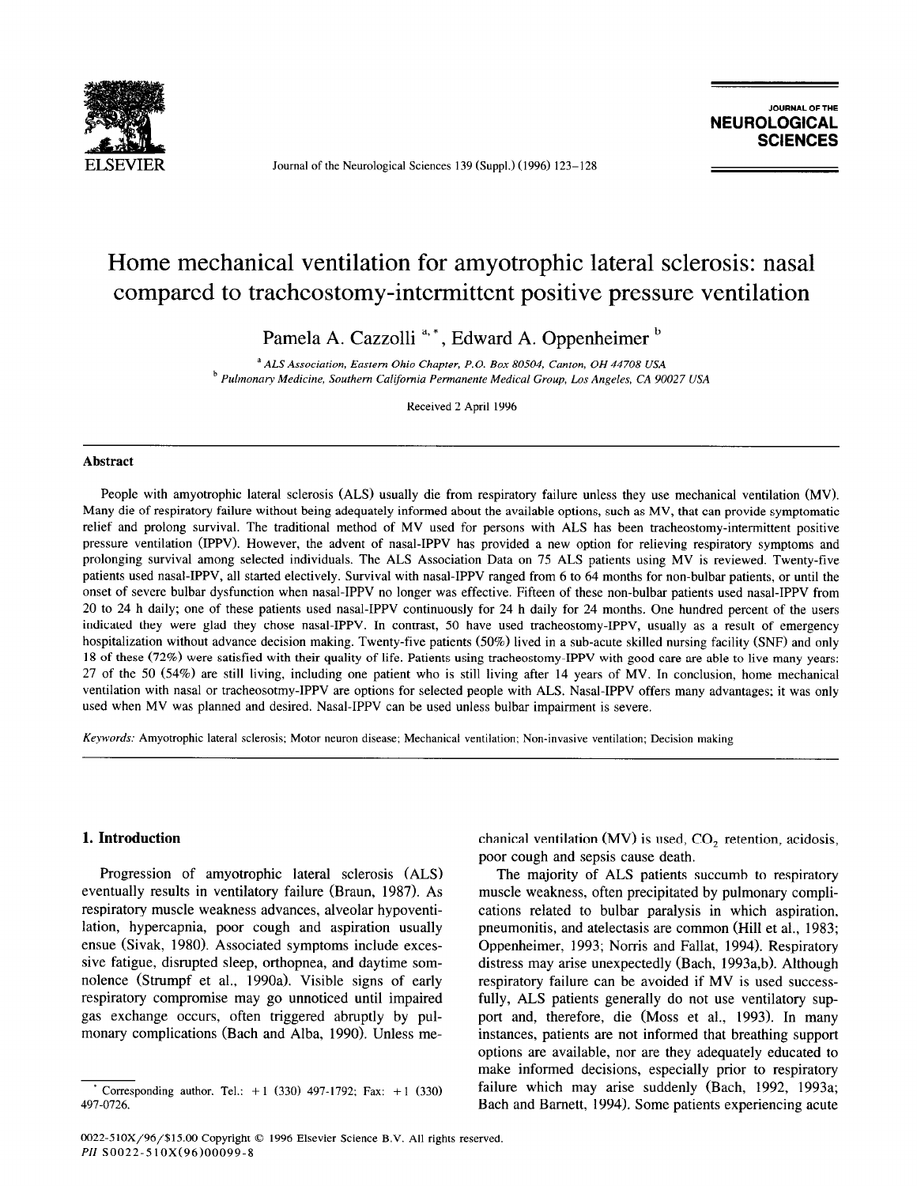# Home mechanical ventilation for amyotrophic lateral sclerosis: nasal compared to tracheostomy-intermittent positive pressure ventilation

Pamela A. Cazzolli [a,*], Edward A. Oppenheimer [b]

[a] ALS Association, Eastern Ohio Chapter, P.O. Box 80504, Canton, OH 44708 USA

[b] Pulmonary Medicine, Southern California Permanente Medical Group, Los Angeles, CA 90027 USA

Received 2 April 1996

## Abstract

People with amyotrophic lateral sclerosis (ALS) usually die from respiratory failure unless they use mechanical ventilation (MV). Many die of respiratory failure without being adequately informed about the available options, such as MV, that can provide symptomatic relief and prolong survival. The traditional method of MV used for persons with ALS has been tracheostomy-intermittent positive pressure ventilation (IPPV). However, the advent of nasal-IPPV has provided a new option for relieving respiratory symptoms and prolonging survival among selected individuals. The ALS Association Data on 75 ALS patients using MV is reviewed. Twenty-five patients used nasal-IPPV, all started electively. Survival with nasal-IPPV ranged from 6 to 64 months for non-bulbar patients, or until the onset of severe bulbar dysfunction when nasal-IPPV no longer was effective. Fifteen of these non-bulbar patients used nasal-IPPV from 20 to 24 h daily; one of these patients used nasal-IPPV continuously for 24 h daily for 24 months. One hundred percent of the users indicated they were glad they chose nasal-IPPV. In contrast, 50 have used tracheostomy-IPPV, usually as a result of emergency hospitalization without advance decision making. Twenty-five patients (50%) lived in a sub-acute skilled nursing facility (SNF) and only 18 of these (72%) were satisfied with their quality of life. Patients using tracheostomy-IPPV with good care are able to live many years: 27 of the 50 (54%) are still living, including one patient who is still living after 14 years of MV. In conclusion, home mechanical ventilation with nasal or tracheosotmy-IPPV are options for selected people with ALS. Nasal-IPPV offers many advantages; it was only used when MV was planned and desired. Nasal-IPPV can be used unless bulbar impairment is severe.

*Keywords:* Amyotrophic lateral sclerosis; Motor neuron disease; Mechanical ventilation; Non-invasive ventilation; Decision making

## 1. Introduction

Progression of amyotrophic lateral sclerosis (ALS) eventually results in ventilatory failure (Braun, 1987). As respiratory muscle weakness advances, alveolar hypoventilation, hypercapnia, poor cough and aspiration usually ensue (Sivak, 1980). Associated symptoms include excessive fatigue, disrupted sleep, orthopnea, and daytime somnolence (Strumpf et al., 1990a). Visible signs of early respiratory compromise may go unnoticed until impaired gas exchange occurs, often triggered abruptly by pulmonary complications (Bach and Alba, 1990). Unless mechanical ventilation (MV) is used, $CO_2$ retention, acidosis, poor cough and sepsis cause death.

The majority of ALS patients succumb to respiratory muscle weakness, often precipitated by pulmonary complications related to bulbar paralysis in which aspiration, pneumonitis, and atelectasis are common (Hill et al., 1983; Oppenheimer, 1993; Norris and Fallat, 1994). Respiratory distress may arise unexpectedly (Bach, 1993a,b). Although respiratory failure can be avoided if MV is used successfully, ALS patients generally do not use ventilatory support and, therefore, die (Moss et al., 1993). In many instances, patients are not informed that breathing support options are available, nor are they adequately educated to make informed decisions, especially prior to respiratory failure which may arise suddenly (Bach, 1992, 1993a; Bach and Barnett, 1994). Some patients experiencing acute

* Corresponding author. Tel.: +1 (330) 497-1792; Fax: +1 (330) 497-0726.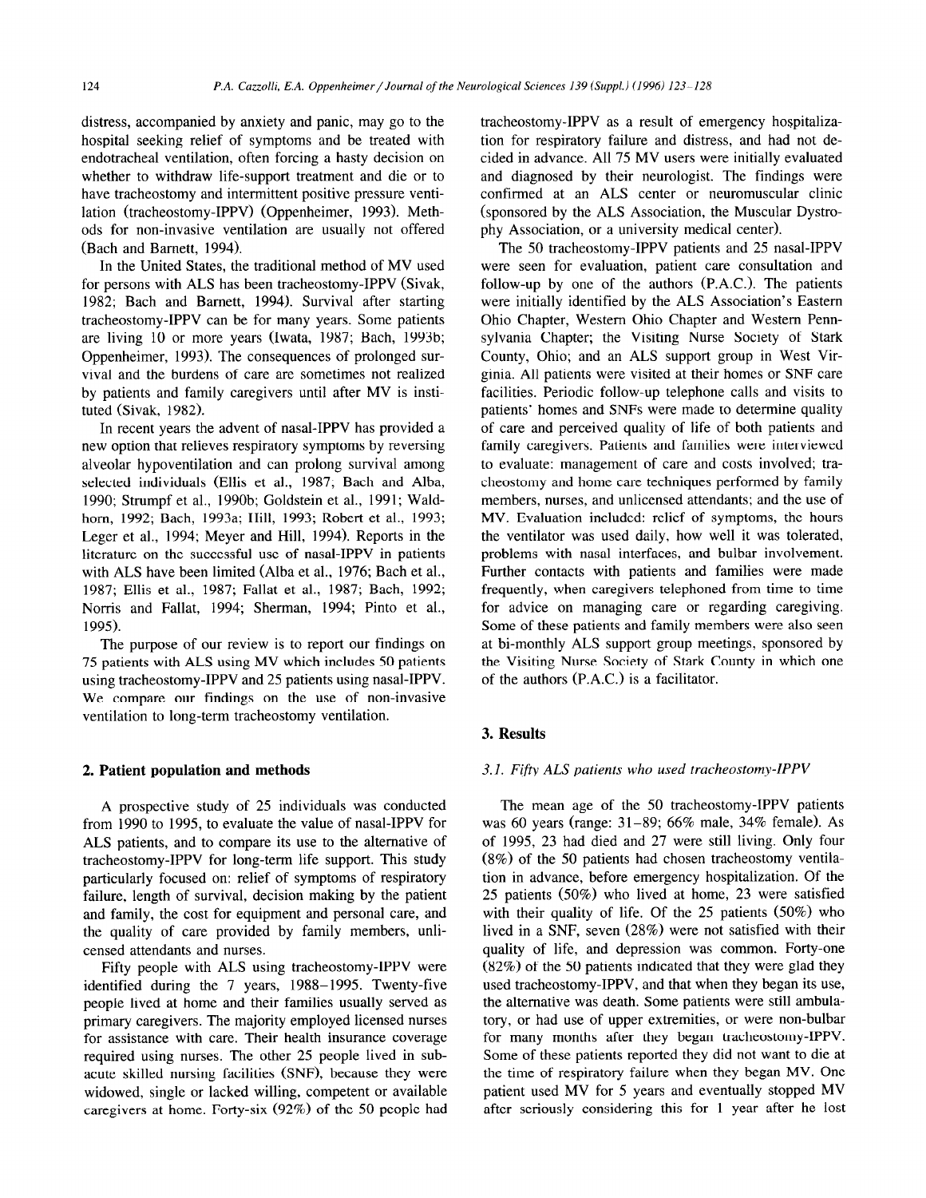distress, accompanied by anxiety and panic, may go to the hospital seeking relief of symptoms and be treated with endotracheal ventilation, often forcing a hasty decision on whether to withdraw life-support treatment and die or to have tracheostomy and intermittent positive pressure ventilation (tracheostomy-IPPV) (Oppenheimer, 1993). Methods for non-invasive ventilation are usually not offered (Bach and Barnett, 1994).

In the United States, the traditional method of MV used for persons with ALS has been tracheostomy-IPPV (Sivak, 1982; Bach and Barnett, 1994). Survival after starting tracheostomy-IPPV can be for many years. Some patients are living 10 or more years (Iwata, 1987; Bach, 1993b; Oppenheimer, 1993). The consequences of prolonged survival and the burdens of care are sometimes not realized by patients and family caregivers until after MV is instituted (Sivak, 1982).

In recent years the advent of nasal-IPPV has provided a new option that relieves respiratory symptoms by reversing alveolar hypoventilation and can prolong survival among selected individuals (Ellis et al., 1987; Bach and Alba, 1990; Strumpf et al., 1990b; Goldstein et al., 1991; Waldhorn, 1992; Bach, 1993a; Hill, 1993; Robert et al., 1993; Leger et al., 1994; Meyer and Hill, 1994). Reports in the literature on the successful use of nasal-IPPV in patients with ALS have been limited (Alba et al., 1976; Bach et al., 1987; Ellis et al., 1987; Fallat et al., 1987; Bach, 1992; Norris and Fallat, 1994; Sherman, 1994; Pinto et al., 1995).

The purpose of our review is to report our findings on 75 patients with ALS using MV which includes 50 patients using tracheostomy-IPPV and 25 patients using nasal-IPPV. We compare our findings on the use of non-invasive ventilation to long-term tracheostomy ventilation.

## 2. Patient population and methods

A prospective study of 25 individuals was conducted from 1990 to 1995, to evaluate the value of nasal-IPPV for ALS patients, and to compare its use to the alternative of tracheostomy-IPPV for long-term life support. This study particularly focused on: relief of symptoms of respiratory failure, length of survival, decision making by the patient and family, the cost for equipment and personal care, and the quality of care provided by family members, unlicensed attendants and nurses.

Fifty people with ALS using tracheostomy-IPPV were identified during the 7 years, 1988–1995. Twenty-five people lived at home and their families usually served as primary caregivers. The majority employed licensed nurses for assistance with care. Their health insurance coverage required using nurses. The other 25 people lived in subacute skilled nursing facilities (SNF), because they were widowed, single or lacked willing, competent or available caregivers at home. Forty-six (92%) of the 50 people had tracheostomy-IPPV as a result of emergency hospitalization for respiratory failure and distress, and had not decided in advance. All 75 MV users were initially evaluated and diagnosed by their neurologist. The findings were confirmed at an ALS center or neuromuscular clinic (sponsored by the ALS Association, the Muscular Dystrophy Association, or a university medical center).

The 50 tracheostomy-IPPV patients and 25 nasal-IPPV were seen for evaluation, patient care consultation and follow-up by one of the authors (P.A.C.). The patients were initially identified by the ALS Association's Eastern Ohio Chapter, Western Ohio Chapter and Western Pennsylvania Chapter; the Visiting Nurse Society of Stark County, Ohio; and an ALS support group in West Virginia. All patients were visited at their homes or SNF care facilities. Periodic follow-up telephone calls and visits to patients' homes and SNFs were made to determine quality of care and perceived quality of life of both patients and family caregivers. Patients and families were interviewed to evaluate: management of care and costs involved; tracheostomy and home care techniques performed by family members, nurses, and unlicensed attendants; and the use of MV. Evaluation included: relief of symptoms, the hours the ventilator was used daily, how well it was tolerated, problems with nasal interfaces, and bulbar involvement. Further contacts with patients and families were made frequently, when caregivers telephoned from time to time for advice on managing care or regarding caregiving. Some of these patients and family members were also seen at bi-monthly ALS support group meetings, sponsored by the Visiting Nurse Society of Stark County in which one of the authors (P.A.C.) is a facilitator.

## 3. Results

### *3.1. Fifty ALS patients who used tracheostomy-IPPV*

The mean age of the 50 tracheostomy-IPPV patients was 60 years (range: 31–89; 66% male, 34% female). As of 1995, 23 had died and 27 were still living. Only four (8%) of the 50 patients had chosen tracheostomy ventilation in advance, before emergency hospitalization. Of the 25 patients (50%) who lived at home, 23 were satisfied with their quality of life. Of the 25 patients (50%) who lived in a SNF, seven (28%) were not satisfied with their quality of life, and depression was common. Forty-one (82%) of the 50 patients indicated that they were glad they used tracheostomy-IPPV, and that when they began its use, the alternative was death. Some patients were still ambulatory, or had use of upper extremities, or were non-bulbar for many months after they began tracheostomy-IPPV. Some of these patients reported they did not want to die at the time of respiratory failure when they began MV. One patient used MV for 5 years and eventually stopped MV after seriously considering this for 1 year after he lost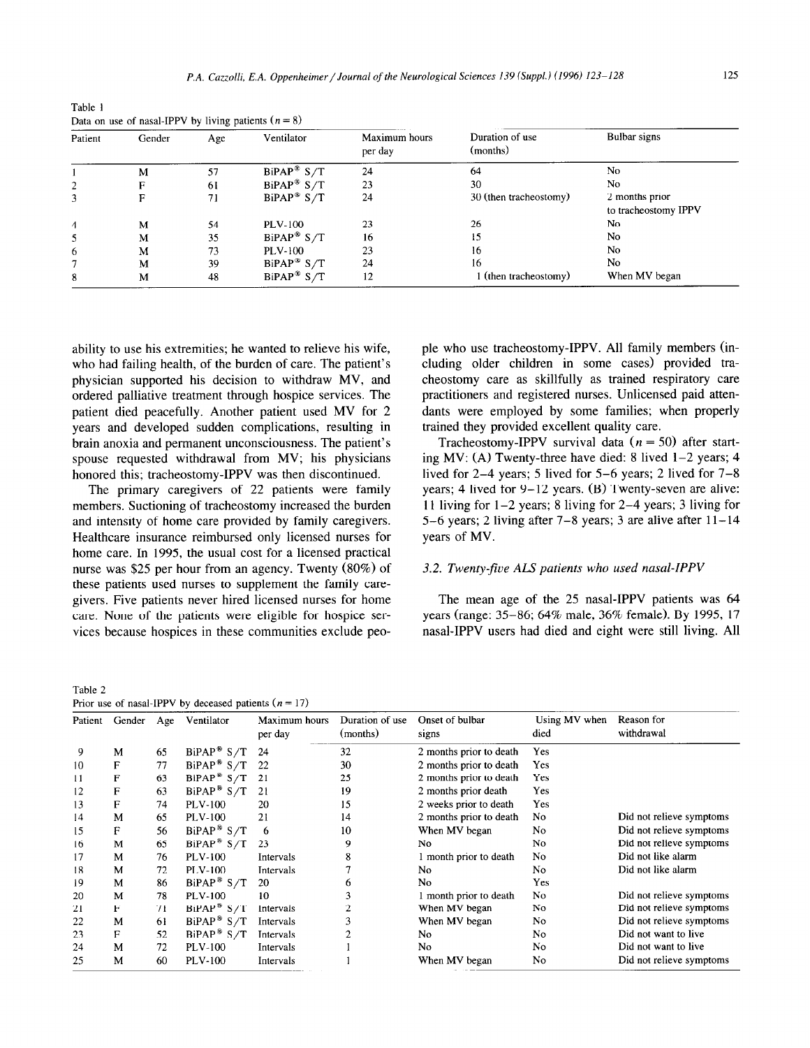Table 1
Data on use of nasal-IPPV by living patients ($n = 8$)

| Patient | Gender | Age | Ventilator | Maximum hours per day | Duration of use (months) | Bulbar signs |
|---|---|---|---|---|---|---|
| 1 | M | 57 | BiPAP® S/T | 24 | 64 | No |
| 2 | F | 61 | BiPAP® S/T | 23 | 30 | No |
| 3 | F | 71 | BiPAP® S/T | 24 | 30 (then tracheostomy) | 2 months prior to tracheostomy IPPV |
| 4 | M | 54 | PLV-100 | 23 | 26 | No |
| 5 | M | 35 | BiPAP® S/T | 16 | 15 | No |
| 6 | M | 73 | PLV-100 | 23 | 16 | No |
| 7 | M | 39 | BiPAP® S/T | 24 | 16 | No |
| 8 | M | 48 | BiPAP® S/T | 12 | 1 (then tracheostomy) | When MV began |

ability to use his extremities; he wanted to relieve his wife, who had failing health, of the burden of care. The patient's physician supported his decision to withdraw MV, and ordered palliative treatment through hospice services. The patient died peacefully. Another patient used MV for 2 years and developed sudden complications, resulting in brain anoxia and permanent unconsciousness. The patient's spouse requested withdrawal from MV; his physicians honored this; tracheostomy-IPPV was then discontinued.

The primary caregivers of 22 patients were family members. Suctioning of tracheostomy increased the burden and intensity of home care provided by family caregivers. Healthcare insurance reimbursed only licensed nurses for home care. In 1995, the usual cost for a licensed practical nurse was $25 per hour from an agency. Twenty (80%) of these patients used nurses to supplement the family caregivers. Five patients never hired licensed nurses for home care. None of the patients were eligible for hospice services because hospices in these communities exclude people who use tracheostomy-IPPV. All family members (including older children in some cases) provided tracheostomy care as skillfully as trained respiratory care practitioners and registered nurses. Unlicensed paid attendants were employed by some families; when properly trained they provided excellent quality care.

Tracheostomy-IPPV survival data ($n = 50$) after starting MV: (A) Twenty-three have died: 8 lived 1–2 years; 4 lived for 2–4 years; 5 lived for 5–6 years; 2 lived for 7–8 years; 4 lived for 9–12 years. (B) Twenty-seven are alive: 11 living for 1–2 years; 8 living for 2–4 years; 3 living for 5–6 years; 2 living after 7–8 years; 3 are alive after 11–14 years of MV.

### 3.2. Twenty-five ALS patients who used nasal-IPPV

The mean age of the 25 nasal-IPPV patients was 64 years (range: 35–86; 64% male, 36% female). By 1995, 17 nasal-IPPV users had died and eight were still living. All

Table 2
Prior use of nasal-IPPV by deceased patients ($n = 17$)

| Patient | Gender | Age | Ventilator | Maximum hours per day | Duration of use (months) | Onset of bulbar signs | Using MV when died | Reason for withdrawal |
|---|---|---|---|---|---|---|---|---|
| 9 | M | 65 | BiPAP® S/T | 24 | 32 | 2 months prior to death | Yes | |
| 10 | F | 77 | BiPAP® S/T | 22 | 30 | 2 months prior to death | Yes | |
| 11 | F | 63 | BiPAP® S/T | 21 | 25 | 2 months prior to death | Yes | |
| 12 | F | 63 | BiPAP® S/T | 21 | 19 | 2 months prior death | Yes | |
| 13 | F | 74 | PLV-100 | 20 | 15 | 2 weeks prior to death | Yes | |
| 14 | M | 65 | PLV-100 | 21 | 14 | 2 months prior to death | No | Did not relieve symptoms |
| 15 | F | 56 | BiPAP® S/T | 6 | 10 | When MV began | No | Did not relieve symptoms |
| 16 | M | 65 | BiPAP® S/T | 23 | 9 | No | No | Did not relieve symptoms |
| 17 | M | 76 | PLV-100 | Intervals | 8 | 1 month prior to death | No | Did not like alarm |
| 18 | M | 72 | PLV-100 | Intervals | 7 | No | No | Did not like alarm |
| 19 | M | 86 | BiPAP® S/T | 20 | 6 | No | Yes | |
| 20 | M | 78 | PLV-100 | 10 | 3 | 1 month prior to death | No | Did not relieve symptoms |
| 21 | F | 71 | BiPAP® S/T | Intervals | 2 | When MV began | No | Did not relieve symptoms |
| 22 | M | 61 | BiPAP® S/T | Intervals | 3 | When MV began | No | Did not relieve symptoms |
| 23 | F | 52 | BiPAP® S/T | Intervals | 2 | No | No | Did not want to live |
| 24 | M | 72 | PLV-100 | Intervals | 1 | No | No | Did not want to live |
| 25 | M | 60 | PLV-100 | Intervals | 1 | When MV began | No | Did not relieve symptoms |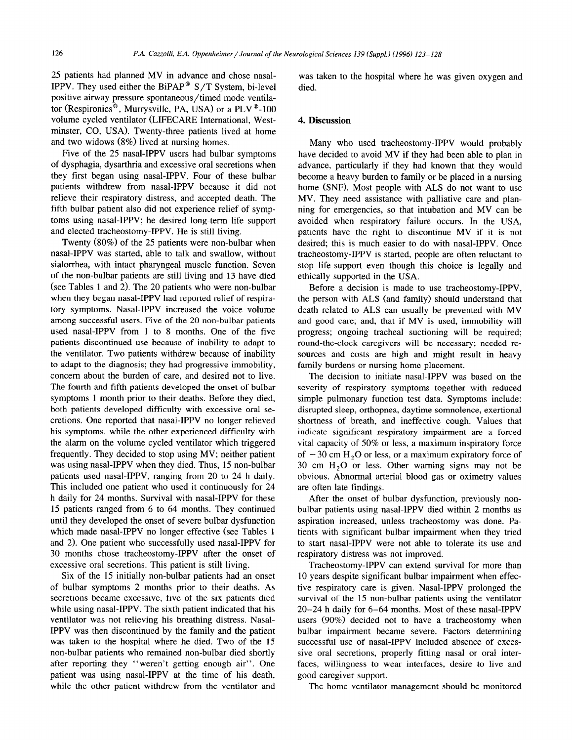25 patients had planned MV in advance and chose nasal-IPPV. They used either the BiPAP® S/T System, bi-level positive airway pressure spontaneous/timed mode ventilator (Respironics®, Murrysville, PA, USA) or a PLV®-100 volume cycled ventilator (LIFECARE International, Westminster, CO, USA). Twenty-three patients lived at home and two widows (8%) lived at nursing homes.

Five of the 25 nasal-IPPV users had bulbar symptoms of dysphagia, dysarthria and excessive oral secretions when they first began using nasal-IPPV. Four of these bulbar patients withdrew from nasal-IPPV because it did not relieve their respiratory distress, and accepted death. The fifth bulbar patient also did not experience relief of symptoms using nasal-IPPV; he desired long-term life support and elected tracheostomy-IPPV. He is still living.

Twenty (80%) of the 25 patients were non-bulbar when nasal-IPPV was started, able to talk and swallow, without sialorrhea, with intact pharyngeal muscle function. Seven of the non-bulbar patients are still living and 13 have died (see Tables 1 and 2). The 20 patients who were non-bulbar when they began nasal-IPPV had reported relief of respiratory symptoms. Nasal-IPPV increased the voice volume among successful users. Five of the 20 non-bulbar patients used nasal-IPPV from 1 to 8 months. One of the five patients discontinued use because of inability to adapt to the ventilator. Two patients withdrew because of inability to adapt to the diagnosis; they had progressive immobility, concern about the burden of care, and desired not to live. The fourth and fifth patients developed the onset of bulbar symptoms 1 month prior to their deaths. Before they died, both patients developed difficulty with excessive oral secretions. One reported that nasal-IPPV no longer relieved his symptoms, while the other experienced difficulty with the alarm on the volume cycled ventilator which triggered frequently. They decided to stop using MV; neither patient was using nasal-IPPV when they died. Thus, 15 non-bulbar patients used nasal-IPPV, ranging from 20 to 24 h daily. This included one patient who used it continuously for 24 h daily for 24 months. Survival with nasal-IPPV for these 15 patients ranged from 6 to 64 months. They continued until they developed the onset of severe bulbar dysfunction which made nasal-IPPV no longer effective (see Tables 1 and 2). One patient who successfully used nasal-IPPV for 30 months chose tracheostomy-IPPV after the onset of excessive oral secretions. This patient is still living.

Six of the 15 initially non-bulbar patients had an onset of bulbar symptoms 2 months prior to their deaths. As secretions became excessive, five of the six patients died while using nasal-IPPV. The sixth patient indicated that his ventilator was not relieving his breathing distress. Nasal-IPPV was then discontinued by the family and the patient was taken to the hospital where he died. Two of the 15 non-bulbar patients who remained non-bulbar died shortly after reporting they "weren't getting enough air". One patient was using nasal-IPPV at the time of his death, while the other patient withdrew from the ventilator and was taken to the hospital where he was given oxygen and died.

## 4. Discussion

Many who used tracheostomy-IPPV would probably have decided to avoid MV if they had been able to plan in advance, particularly if they had known that they would become a heavy burden to family or be placed in a nursing home (SNF). Most people with ALS do not want to use MV. They need assistance with palliative care and planning for emergencies, so that intubation and MV can be avoided when respiratory failure occurs. In the USA, patients have the right to discontinue MV if it is not desired; this is much easier to do with nasal-IPPV. Once tracheostomy-IPPV is started, people are often reluctant to stop life-support even though this choice is legally and ethically supported in the USA.

Before a decision is made to use tracheostomy-IPPV, the person with ALS (and family) should understand that death related to ALS can usually be prevented with MV and good care; and, that if MV is used, immobility will progress; ongoing tracheal suctioning will be required; round-the-clock caregivers will be necessary; needed resources and costs are high and might result in heavy family burdens or nursing home placement.

The decision to initiate nasal-IPPV was based on the severity of respiratory symptoms together with reduced simple pulmonary function test data. Symptoms include: disrupted sleep, orthopnea, daytime somnolence, exertional shortness of breath, and ineffective cough. Values that indicate significant respiratory impairment are a forced vital capacity of 50% or less, a maximum inspiratory force of $-30$ cm $H_2O$ or less, or a maximum expiratory force of 30 cm $H_2O$ or less. Other warning signs may not be obvious. Abnormal arterial blood gas or oximetry values are often late findings.

After the onset of bulbar dysfunction, previously non-bulbar patients using nasal-IPPV died within 2 months as aspiration increased, unless tracheostomy was done. Patients with significant bulbar impairment when they tried to start nasal-IPPV were not able to tolerate its use and respiratory distress was not improved.

Tracheostomy-IPPV can extend survival for more than 10 years despite significant bulbar impairment when effective respiratory care is given. Nasal-IPPV prolonged the survival of the 15 non-bulbar patients using the ventilator 20–24 h daily for 6–64 months. Most of these nasal-IPPV users (90%) decided not to have a tracheostomy when bulbar impairment became severe. Factors determining successful use of nasal-IPPV included absence of excessive oral secretions, properly fitting nasal or oral interfaces, willingness to wear interfaces, desire to live and good caregiver support.

The home ventilator management should be monitored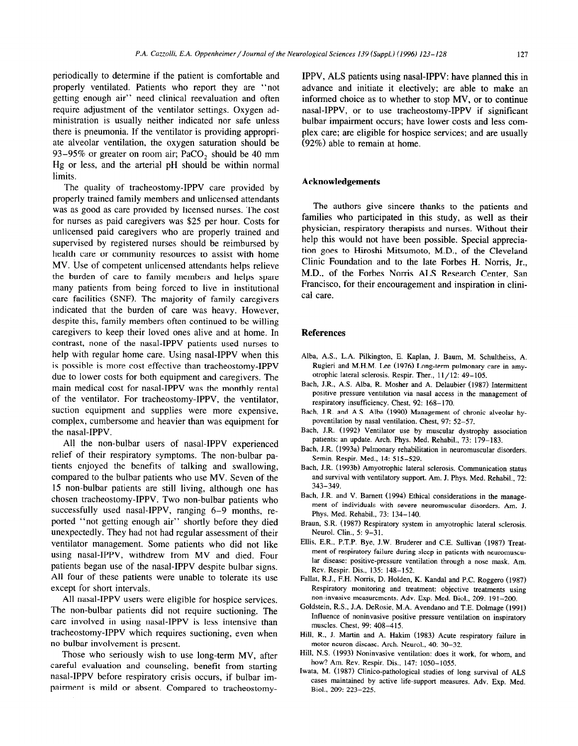periodically to determine if the patient is comfortable and properly ventilated. Patients who report they are "not getting enough air" need clinical reevaluation and often require adjustment of the ventilator settings. Oxygen administration is usually neither indicated nor safe unless there is pneumonia. If the ventilator is providing appropriate alveolar ventilation, the oxygen saturation should be 93–95% or greater on room air; $PaCO_2$ should be 40 mm Hg or less, and the arterial pH should be within normal limits.

The quality of tracheostomy-IPPV care provided by properly trained family members and unlicensed attendants was as good as care provided by licensed nurses. The cost for nurses as paid caregivers was $25 per hour. Costs for unlicensed paid caregivers who are properly trained and supervised by registered nurses should be reimbursed by health care or community resources to assist with home MV. Use of competent unlicensed attendants helps relieve the burden of care to family members and helps spare many patients from being forced to live in institutional care facilities (SNF). The majority of family caregivers indicated that the burden of care was heavy. However, despite this, family members often continued to be willing caregivers to keep their loved ones alive and at home. In contrast, none of the nasal-IPPV patients used nurses to help with regular home care. Using nasal-IPPV when this is possible is more cost effective than tracheostomy-IPPV due to lower costs for both equipment and caregivers. The main medical cost for nasal-IPPV was the monthly rental of the ventilator. For tracheostomy-IPPV, the ventilator, suction equipment and supplies were more expensive, complex, cumbersome and heavier than was equipment for the nasal-IPPV.

All the non-bulbar users of nasal-IPPV experienced relief of their respiratory symptoms. The non-bulbar patients enjoyed the benefits of talking and swallowing, compared to the bulbar patients who use MV. Seven of the 15 non-bulbar patients are still living, although one has chosen tracheostomy-IPPV. Two non-bulbar patients who successfully used nasal-IPPV, ranging 6–9 months, reported "not getting enough air" shortly before they died unexpectedly. They had not had regular assessment of their ventilator management. Some patients who did not like using nasal-IPPV, withdrew from MV and died. Four patients began use of the nasal-IPPV despite bulbar signs. All four of these patients were unable to tolerate its use except for short intervals.

All nasal-IPPV users were eligible for hospice services. The non-bulbar patients did not require suctioning. The care involved in using nasal-IPPV is less intensive than tracheostomy-IPPV which requires suctioning, even when no bulbar involvement is present.

Those who seriously wish to use long-term MV, after careful evaluation and counseling, benefit from starting nasal-IPPV before respiratory crisis occurs, if bulbar impairment is mild or absent. Compared to tracheostomy-IPPV, ALS patients using nasal-IPPV: have planned this in advance and initiate it electively; are able to make an informed choice as to whether to stop MV, or to continue nasal-IPPV, or to use tracheostomy-IPPV if significant bulbar impairment occurs; have lower costs and less complex care; are eligible for hospice services; and are usually (92%) able to remain at home.

## Acknowledgements

The authors give sincere thanks to the patients and families who participated in this study, as well as their physician, respiratory therapists and nurses. Without their help this would not have been possible. Special appreciation goes to Hiroshi Mitsumoto, M.D., of the Cleveland Clinic Foundation and to the late Forbes H. Norris, Jr., M.D., of the Forbes Norris ALS Research Center, San Francisco, for their encouragement and inspiration in clinical care.

## References

Alba, A.S., L.A. Pilkington, E. Kaplan, J. Baum, M. Schultheiss, A. Rugieri and M.H.M. Lee (1976) Long-term pulmonary care in amyotrophic lateral sclerosis. Respir. Ther., 11/12: 49–105.

Bach, J.R., A.S. Alba, R. Mosher and A. Delaubier (1987) Intermittent positive pressure ventilation via nasal access in the management of respiratory insufficiency. Chest, 92: 168–170.

Bach, J.R. and A.S. Alba (1990) Management of chronic alveolar hypoventilation by nasal ventilation. Chest, 97: 52–57.

Bach, J.R. (1992) Ventilator use by muscular dystrophy association patients: an update. Arch. Phys. Med. Rehabil., 73: 179–183.

Bach, J.R. (1993a) Pulmonary rehabilitation in neuromuscular disorders. Semin. Respir. Med., 14: 515–529.

Bach, J.R. (1993b) Amyotrophic lateral sclerosis. Communication status and survival with ventilatory support. Am. J. Phys. Med. Rehabil., 72: 343–349.

Bach, J.R. and V. Barnett (1994) Ethical considerations in the management of individuals with severe neuromuscular disorders. Am. J. Phys. Med. Rehabil., 73: 134–140.

Braun, S.R. (1987) Respiratory system in amyotrophic lateral sclerosis. Neurol. Clin., 5: 9–31.

Ellis, E.R., P.T.P. Bye, J.W. Bruderer and C.E. Sullivan (1987) Treatment of respiratory failure during sleep in patients with neuromuscular disease: positive-pressure ventilation through a nose mask. Am. Rev. Respir. Dis., 135: 148–152.

Fallat, R.J., F.H. Norris, D. Holden, K. Kandal and P.C. Roggero (1987) Respiratory monitoring and treatment: objective treatments using non-invasive measurements. Adv. Exp. Med. Biol., 209: 191–200.

Goldstein, R.S., J.A. DeRosie, M.A. Avendano and T.E. Dolmage (1991) Influence of noninvasive positive pressure ventilation on inspiratory muscles. Chest, 99: 408–415.

Hill, R., J. Martin and A. Hakim (1983) Acute respiratory failure in motor neuron disease. Arch. Neurol., 40: 30–32.

Hill, N.S. (1993) Noninvasive ventilation: does it work, for whom, and how? Am. Rev. Respir. Dis., 147: 1050–1055.

Iwata, M. (1987) Clinico-pathological studies of long survival of ALS cases maintained by active life-support measures. Adv. Exp. Med. Biol., 209: 223–225.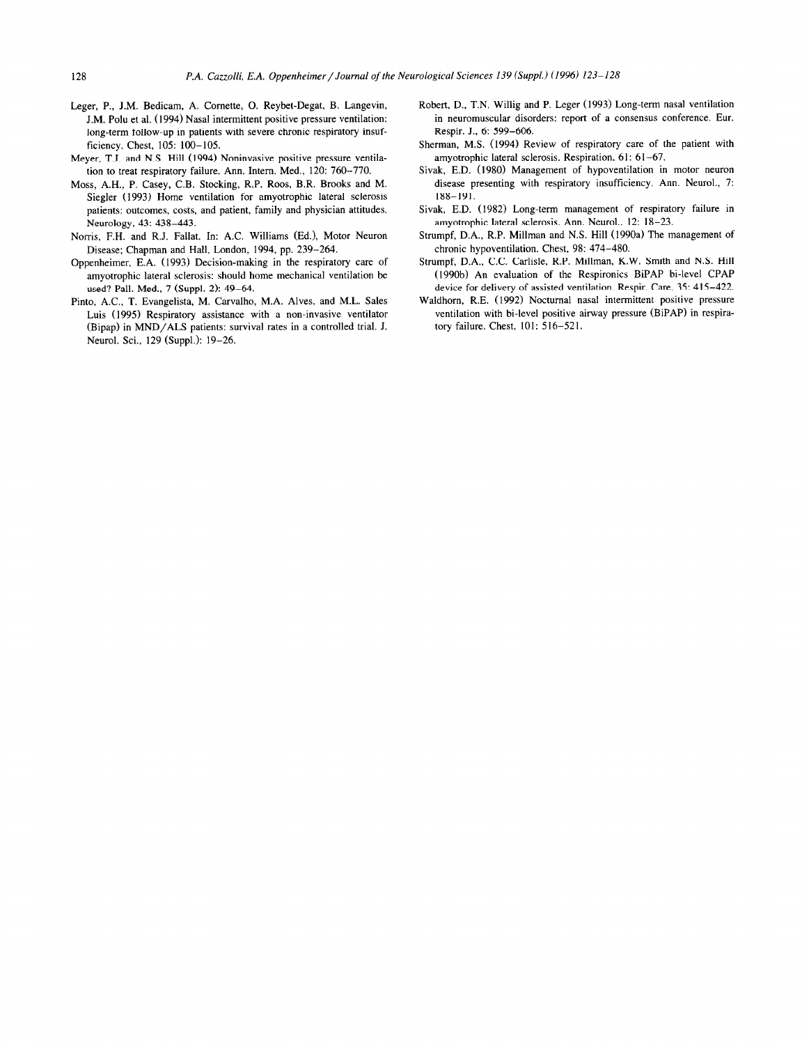Leger, P., J.M. Bedicam, A. Cornette, O. Reybet-Degat, B. Langevin, J.M. Polu et al. (1994) Nasal intermittent positive pressure ventilation: long-term follow-up in patients with severe chronic respiratory insufficiency. Chest, 105: 100–105.

Meyer, T.J. and N.S. Hill (1994) Noninvasive positive pressure ventilation to treat respiratory failure. Ann. Intern. Med., 120: 760–770.

Moss, A.H., P. Casey, C.B. Stocking, R.P. Roos, B.R. Brooks and M. Siegler (1993) Home ventilation for amyotrophic lateral sclerosis patients: outcomes, costs, and patient, family and physician attitudes. Neurology, 43: 438–443.

Norris, F.H. and R.J. Fallat. In: A.C. Williams (Ed.), Motor Neuron Disease; Chapman and Hall, London, 1994, pp. 239–264.

Oppenheimer, E.A. (1993) Decision-making in the respiratory care of amyotrophic lateral sclerosis: should home mechanical ventilation be used? Pall. Med., 7 (Suppl. 2): 49–64.

Pinto, A.C., T. Evangelista, M. Carvalho, M.A. Alves, and M.L. Sales Luis (1995) Respiratory assistance with a non-invasive ventilator (Bipap) in MND/ALS patients: survival rates in a controlled trial. J. Neurol. Sci., 129 (Suppl.): 19–26.

Robert, D., T.N. Willig and P. Leger (1993) Long-term nasal ventilation in neuromuscular disorders: report of a consensus conference. Eur. Respir. J., 6: 599–606.

Sherman, M.S. (1994) Review of respiratory care of the patient with amyotrophic lateral sclerosis. Respiration, 61: 61–67.

Sivak, E.D. (1980) Management of hypoventilation in motor neuron disease presenting with respiratory insufficiency. Ann. Neurol., 7: 188–191.

Sivak, E.D. (1982) Long-term management of respiratory failure in amyotrophic lateral sclerosis. Ann. Neurol., 12: 18–23.

Strumpf, D.A., R.P. Millman and N.S. Hill (1990a) The management of chronic hypoventilation. Chest, 98: 474–480.

Strumpf, D.A., C.C. Carlisle, R.P. Millman, K.W. Smith and N.S. Hill (1990b) An evaluation of the Respironics BiPAP bi-level CPAP device for delivery of assisted ventilation. Respir. Care, 35: 415–422.

Waldhorn, R.E. (1992) Nocturnal nasal intermittent positive pressure ventilation with bi-level positive airway pressure (BiPAP) in respiratory failure. Chest, 101: 516–521.